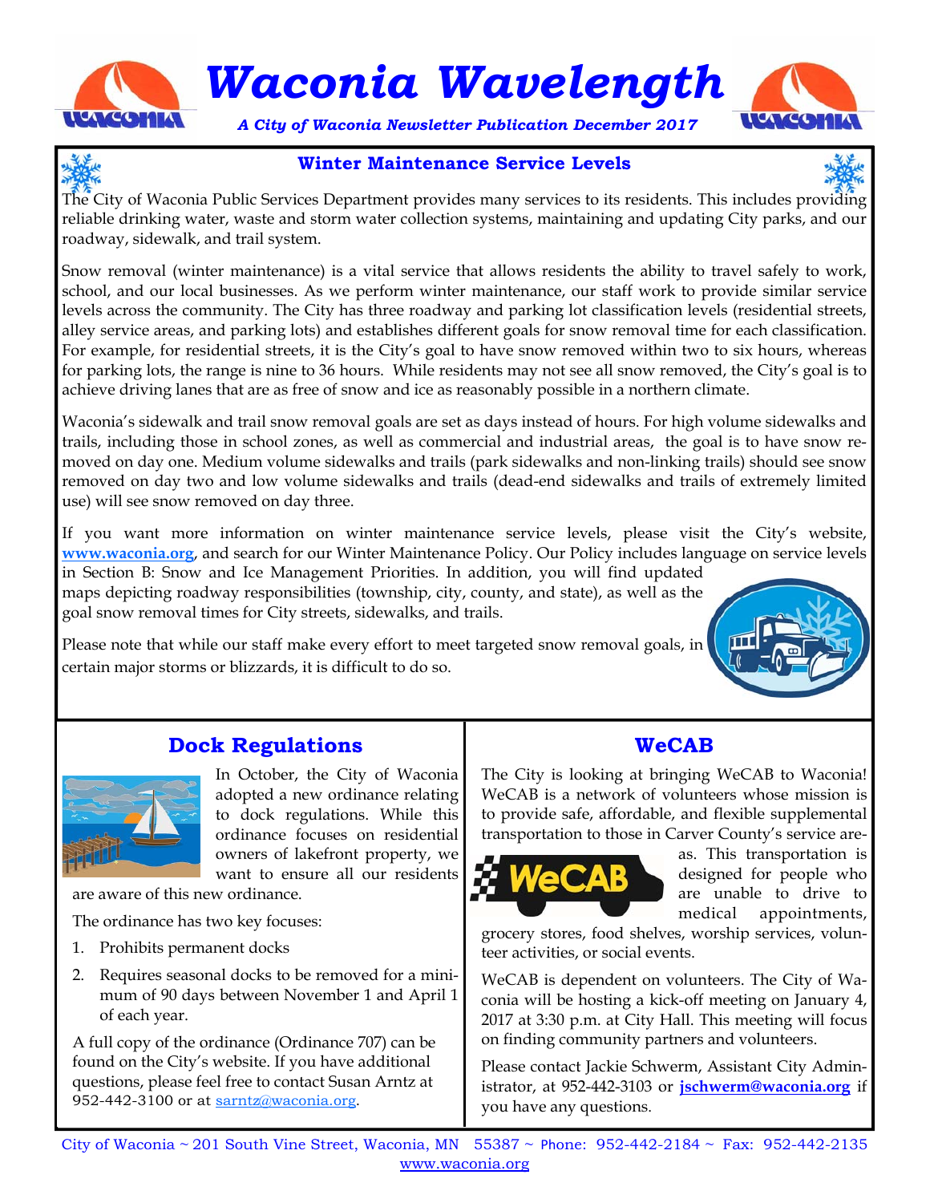# Waconia Wavelength

*A City of Waconia Newsletter Publication December 2017*

## Winter Maintenance Service Levels

The City of Waconia Public Services Department provides many services to its residents. This includes providing reliable drinking water, waste and storm water collection systems, maintaining and updating City parks, and our roadway, sidewalk, and trail system.

Snow removal (winter maintenance) is a vital service that allows residents the ability to travel safely to work, school, and our local businesses. As we perform winter maintenance, our staff work to provide similar service levels across the community. The City has three roadway and parking lot classification levels (residential streets, alley service areas, and parking lots) and establishes different goals for snow removal time for each classification. For example, for residential streets, it is the City's goal to have snow removed within two to six hours, whereas for parking lots, the range is nine to 36 hours. While residents may not see all snow removed, the City's goal is to achieve driving lanes that are as free of snow and ice as reasonably possible in a northern climate.

Waconia's sidewalk and trail snow removal goals are set as days instead of hours. For high volume sidewalks and trails, including those in school zones, as well as commercial and industrial areas, the goal is to have snow removed on day one. Medium volume sidewalks and trails (park sidewalks and non-linking trails) should see snow removed on day two and low volume sidewalks and trails (dead-end sidewalks and trails of extremely limited use) will see snow removed on day three.

If you want more information on winter maintenance service levels, please visit the City's website, **www.waconia.org**, and search for our Winter Maintenance Policy. Our Policy includes language on service levels in Section B: Snow and Ice Management Priorities. In addition, you will find updated maps depicting roadway responsibilities (township, city, county, and state), as well as the goal snow removal times for City streets, sidewalks, and trails.

Please note that while our staff make every effort to meet targeted snow removal goals, in certain major storms or blizzards, it is difficult to do so.

## Dock Regulations

In October, the City of Waconia adopted a new ordinance relating to dock regulations. While this ordinance focuses on residential owners of lakefront property, we want to ensure all our residents are aware of this new ordinance.

The ordinance has two key focuses:

1. Prohibits permanent docks
2. Requires seasonal docks to be removed for a minimum of 90 days between November 1 and April 1 of each year.

A full copy of the ordinance (Ordinance 707) can be found on the City's website. If you have additional questions, please feel free to contact Susan Arntz at 952-442-3100 or at sarntz@waconia.org.

## WeCAB

The City is looking at bringing WeCAB to Waconia! WeCAB is a network of volunteers whose mission is to provide safe, affordable, and flexible supplemental transportation to those in Carver County's service areas. This transportation is designed for people who are unable to drive to medical appointments, grocery stores, food shelves, worship services, volunteer activities, or social events.

WeCAB is dependent on volunteers. The City of Waconia will be hosting a kick-off meeting on January 4, 2017 at 3:30 p.m. at City Hall. This meeting will focus on finding community partners and volunteers.

Please contact Jackie Schwerm, Assistant City Administrator, at 952-442-3103 or **jschwerm@waconia.org** if you have any questions.

City of Waconia ~ 201 South Vine Street, Waconia, MN 55387 ~ Phone: 952-442-2184 ~ Fax: 952-442-2135
www.waconia.org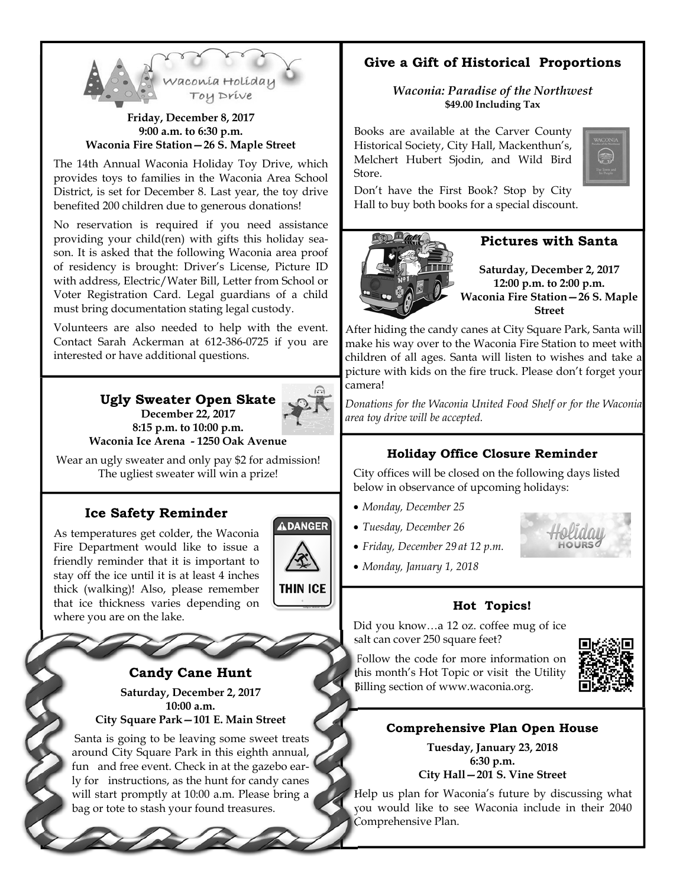## Waconia Holiday Toy Drive

**Friday, December 8, 2017**
**9:00 a.m. to 6:30 p.m.**
**Waconia Fire Station—26 S. Maple Street**

The 14th Annual Waconia Holiday Toy Drive, which provides toys to families in the Waconia Area School District, is set for December 8. Last year, the toy drive benefited 200 children due to generous donations!

No reservation is required if you need assistance providing your child(ren) with gifts this holiday season. It is asked that the following Waconia area proof of residency is brought: Driver's License, Picture ID with address, Electric/Water Bill, Letter from School or Voter Registration Card. Legal guardians of a child must bring documentation stating legal custody.

Volunteers are also needed to help with the event. Contact Sarah Ackerman at 612-386-0725 if you are interested or have additional questions.

## Ugly Sweater Open Skate

**December 22, 2017**
**8:15 p.m. to 10:00 p.m.**
**Waconia Ice Arena - 1250 Oak Avenue**

Wear an ugly sweater and only pay $2 for admission! The ugliest sweater will win a prize!

## Ice Safety Reminder

As temperatures get colder, the Waconia Fire Department would like to issue a friendly reminder that it is important to stay off the ice until it is at least 4 inches thick (walking)! Also, please remember that ice thickness varies depending on where you are on the lake.

## Candy Cane Hunt

**Saturday, December 2, 2017**
**10:00 a.m.**
**City Square Park—101 E. Main Street**

Santa is going to be leaving some sweet treats around City Square Park in this eighth annual, fun and free event. Check in at the gazebo early for instructions, as the hunt for candy canes will start promptly at 10:00 a.m. Please bring a bag or tote to stash your found treasures.

## Give a Gift of Historical Proportions

*Waconia: Paradise of the Northwest*
**$49.00 Including Tax**

Books are available at the Carver County Historical Society, City Hall, Mackenthun's, Melchert Hubert Sjodin, and Wild Bird Store.

Don't have the First Book? Stop by City Hall to buy both books for a special discount.

## Pictures with Santa

**Saturday, December 2, 2017**
**12:00 p.m. to 2:00 p.m.**
**Waconia Fire Station—26 S. Maple Street**

After hiding the candy canes at City Square Park, Santa will make his way over to the Waconia Fire Station to meet with children of all ages. Santa will listen to wishes and take a picture with kids on the fire truck. Please don't forget your camera!

*Donations for the Waconia United Food Shelf or for the Waconia area toy drive will be accepted.*

## Holiday Office Closure Reminder

City offices will be closed on the following days listed below in observance of upcoming holidays:

- *Monday, December 25*
- *Tuesday, December 26*
- *Friday, December 29 at 12 p.m.*
- *Monday, January 1, 2018*

## Hot Topics!

Did you know…a 12 oz. coffee mug of ice salt can cover 250 square feet?

Follow the code for more information on this month's Hot Topic or visit the Utility Billing section of www.waconia.org.

## Comprehensive Plan Open House

**Tuesday, January 23, 2018**
**6:30 p.m.**
**City Hall—201 S. Vine Street**

Help us plan for Waconia's future by discussing what you would like to see Waconia include in their 2040 Comprehensive Plan.